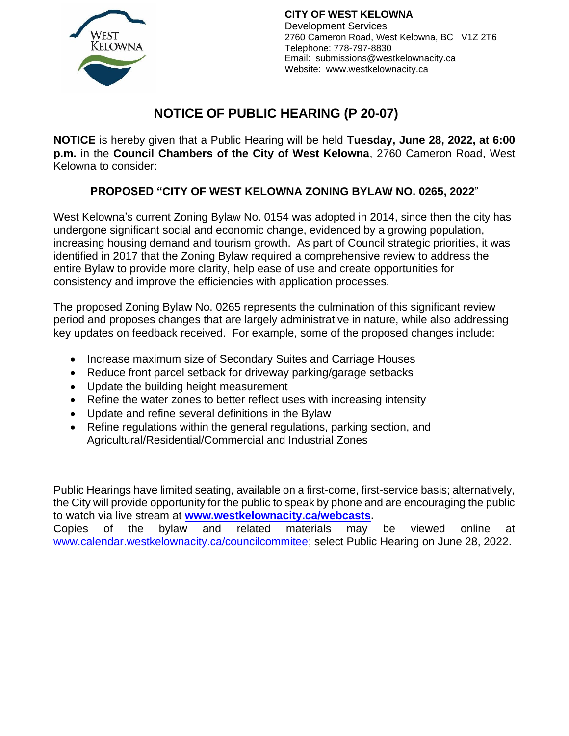**CITY OF WEST KELOWNA**
Development Services
2760 Cameron Road, West Kelowna, BC V1Z 2T6
Telephone: 778-797-8830
Email: submissions@westkelownacity.ca
Website: www.westkelownacity.ca

# NOTICE OF PUBLIC HEARING (P 20-07)

**NOTICE** is hereby given that a Public Hearing will be held **Tuesday, June 28, 2022, at 6:00 p.m.** in the **Council Chambers of the City of West Kelowna**, 2760 Cameron Road, West Kelowna to consider:

## PROPOSED "CITY OF WEST KELOWNA ZONING BYLAW NO. 0265, 2022"

West Kelowna's current Zoning Bylaw No. 0154 was adopted in 2014, since then the city has undergone significant social and economic change, evidenced by a growing population, increasing housing demand and tourism growth. As part of Council strategic priorities, it was identified in 2017 that the Zoning Bylaw required a comprehensive review to address the entire Bylaw to provide more clarity, help ease of use and create opportunities for consistency and improve the efficiencies with application processes.

The proposed Zoning Bylaw No. 0265 represents the culmination of this significant review period and proposes changes that are largely administrative in nature, while also addressing key updates on feedback received. For example, some of the proposed changes include:

- Increase maximum size of Secondary Suites and Carriage Houses
- Reduce front parcel setback for driveway parking/garage setbacks
- Update the building height measurement
- Refine the water zones to better reflect uses with increasing intensity
- Update and refine several definitions in the Bylaw
- Refine regulations within the general regulations, parking section, and Agricultural/Residential/Commercial and Industrial Zones

Public Hearings have limited seating, available on a first-come, first-service basis; alternatively, the City will provide opportunity for the public to speak by phone and are encouraging the public to watch via live stream at **www.westkelownacity.ca/webcasts.**
Copies of the bylaw and related materials may be viewed online at www.calendar.westkelownacity.ca/councilcommitee; select Public Hearing on June 28, 2022.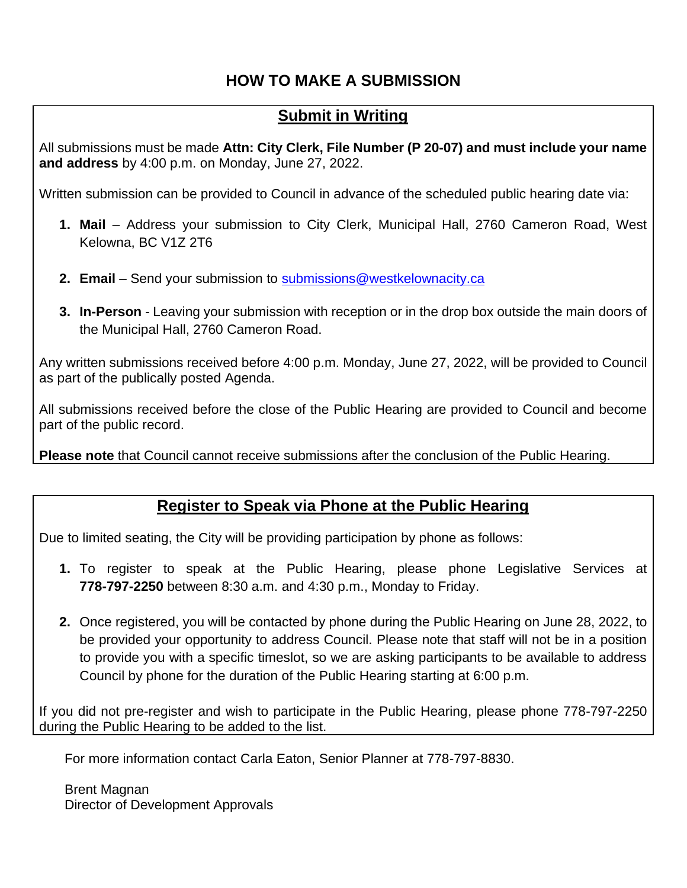# HOW TO MAKE A SUBMISSION

## Submit in Writing

All submissions must be made **Attn: City Clerk, File Number (P 20-07) and must include your name and address** by 4:00 p.m. on Monday, June 27, 2022.

Written submission can be provided to Council in advance of the scheduled public hearing date via:

1. **Mail** – Address your submission to City Clerk, Municipal Hall, 2760 Cameron Road, West Kelowna, BC V1Z 2T6

2. **Email** – Send your submission to submissions@westkelownacity.ca

3. **In-Person** - Leaving your submission with reception or in the drop box outside the main doors of the Municipal Hall, 2760 Cameron Road.

Any written submissions received before 4:00 p.m. Monday, June 27, 2022, will be provided to Council as part of the publically posted Agenda.

All submissions received before the close of the Public Hearing are provided to Council and become part of the public record.

**Please note** that Council cannot receive submissions after the conclusion of the Public Hearing.

## Register to Speak via Phone at the Public Hearing

Due to limited seating, the City will be providing participation by phone as follows:

1. To register to speak at the Public Hearing, please phone Legislative Services at **778-797-2250** between 8:30 a.m. and 4:30 p.m., Monday to Friday.

2. Once registered, you will be contacted by phone during the Public Hearing on June 28, 2022, to be provided your opportunity to address Council. Please note that staff will not be in a position to provide you with a specific timeslot, so we are asking participants to be available to address Council by phone for the duration of the Public Hearing starting at 6:00 p.m.

If you did not pre-register and wish to participate in the Public Hearing, please phone 778-797-2250 during the Public Hearing to be added to the list.

For more information contact Carla Eaton, Senior Planner at 778-797-8830.

Brent Magnan
Director of Development Approvals